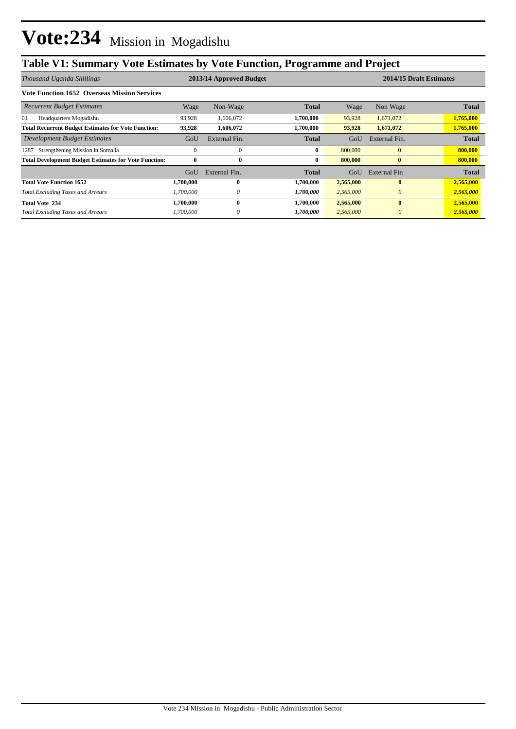# Vote:234 Mission in Mogadishu

## Table V1: Summary Vote Estimates by Vote Function, Programme and Project

| *Thousand Uganda Shillings* | 2013/14 Approved Budget | | | 2014/15 Draft Estimates | | |
|---|---|---|---|---|---|---|
| **Vote Function 1652 Overseas Mission Services** | | | | | | |
| *Recurrent Budget Estimates* | Wage | Non-Wage | **Total** | Wage | Non Wage | **Total** |
| 01 Headquarters Mogadishu | 93,928 | 1,606,072 | **1,700,000** | 93,928 | 1,671,072 | **1,765,000** |
| **Total Recurrent Budget Estimates for Vote Function:** | **93,928** | **1,606,072** | **1,700,000** | **93,928** | **1,671,072** | **1,765,000** |
| *Development Budget Estimates* | GoU | External Fin. | **Total** | GoU | External Fin. | **Total** |
| 1287 Strengthening Mission in Somalia | 0 | 0 | **0** | 800,000 | 0 | **800,000** |
| **Total Development Budget Estimates for Vote Function:** | **0** | **0** | **0** | **800,000** | **0** | **800,000** |
| | GoU | External Fin. | **Total** | GoU | External Fin | **Total** |
| **Total Vote Function 1652** | **1,700,000** | **0** | **1,700,000** | **2,565,000** | **0** | **2,565,000** |
| *Total Excluding Taxes and Arrears* | *1,700,000* | *0* | ***1,700,000*** | *2,565,000* | *0* | ***2,565,000*** |
| **Total Vote 234** | **1,700,000** | **0** | **1,700,000** | **2,565,000** | **0** | **2,565,000** |
| *Total Excluding Taxes and Arrears* | *1,700,000* | *0* | ***1,700,000*** | *2,565,000* | *0* | ***2,565,000*** |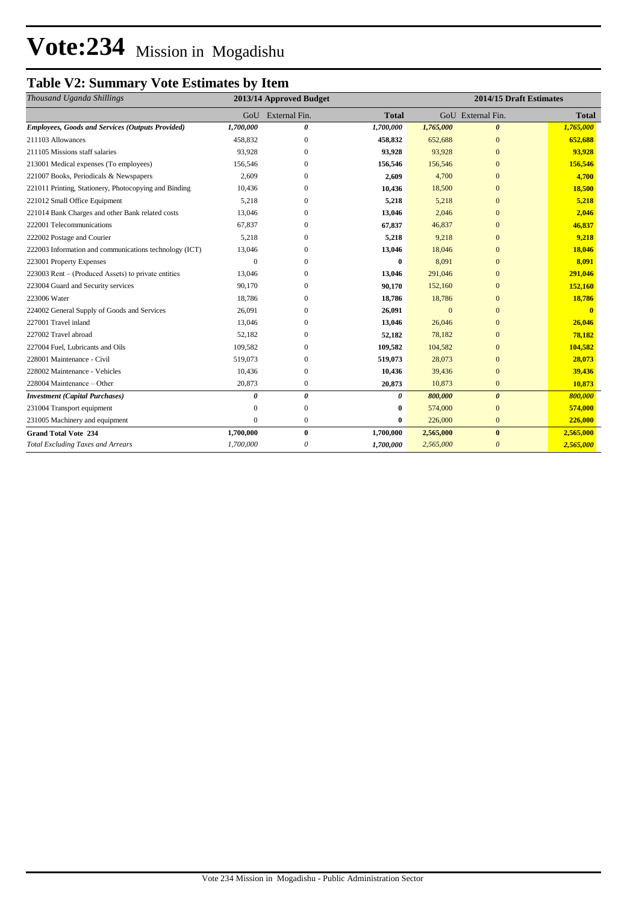# Vote:234 Mission in Mogadishu

## Table V2: Summary Vote Estimates by Item

| *Thousand Uganda Shillings* | 2013/14 Approved Budget | | | 2014/15 Draft Estimates | | |
|---|---|---|---|---|---|---|
| | GoU | External Fin. | **Total** | GoU | External Fin. | **Total** |
| ***Employees, Goods and Services (Outputs Provided)*** | ***1,700,000*** | ***0*** | ***1,700,000*** | ***1,765,000*** | ***0*** | ***1,765,000*** |
| 211103 Allowances | 458,832 | 0 | **458,832** | 652,688 | 0 | **652,688** |
| 211105 Missions staff salaries | 93,928 | 0 | **93,928** | 93,928 | 0 | **93,928** |
| 213001 Medical expenses (To employees) | 156,546 | 0 | **156,546** | 156,546 | 0 | **156,546** |
| 221007 Books, Periodicals & Newspapers | 2,609 | 0 | **2,609** | 4,700 | 0 | **4,700** |
| 221011 Printing, Stationery, Photocopying and Binding | 10,436 | 0 | **10,436** | 18,500 | 0 | **18,500** |
| 221012 Small Office Equipment | 5,218 | 0 | **5,218** | 5,218 | 0 | **5,218** |
| 221014 Bank Charges and other Bank related costs | 13,046 | 0 | **13,046** | 2,046 | 0 | **2,046** |
| 222001 Telecommunications | 67,837 | 0 | **67,837** | 46,837 | 0 | **46,837** |
| 222002 Postage and Courier | 5,218 | 0 | **5,218** | 9,218 | 0 | **9,218** |
| 222003 Information and communications technology (ICT) | 13,046 | 0 | **13,046** | 18,046 | 0 | **18,046** |
| 223001 Property Expenses | 0 | 0 | **0** | 8,091 | 0 | **8,091** |
| 223003 Rent – (Produced Assets) to private entities | 13,046 | 0 | **13,046** | 291,046 | 0 | **291,046** |
| 223004 Guard and Security services | 90,170 | 0 | **90,170** | 152,160 | 0 | **152,160** |
| 223006 Water | 18,786 | 0 | **18,786** | 18,786 | 0 | **18,786** |
| 224002 General Supply of Goods and Services | 26,091 | 0 | **26,091** | 0 | 0 | **0** |
| 227001 Travel inland | 13,046 | 0 | **13,046** | 26,046 | 0 | **26,046** |
| 227002 Travel abroad | 52,182 | 0 | **52,182** | 78,182 | 0 | **78,182** |
| 227004 Fuel, Lubricants and Oils | 109,582 | 0 | **109,582** | 104,582 | 0 | **104,582** |
| 228001 Maintenance - Civil | 519,073 | 0 | **519,073** | 28,073 | 0 | **28,073** |
| 228002 Maintenance - Vehicles | 10,436 | 0 | **10,436** | 39,436 | 0 | **39,436** |
| 228004 Maintenance – Other | 20,873 | 0 | **20,873** | 10,873 | 0 | **10,873** |
| ***Investment (Capital Purchases)*** | ***0*** | ***0*** | ***0*** | ***800,000*** | ***0*** | ***800,000*** |
| 231004 Transport equipment | 0 | 0 | **0** | 574,000 | 0 | **574,000** |
| 231005 Machinery and equipment | 0 | 0 | **0** | 226,000 | 0 | **226,000** |
| **Grand Total Vote 234** | **1,700,000** | **0** | **1,700,000** | **2,565,000** | **0** | **2,565,000** |
| *Total Excluding Taxes and Arrears* | *1,700,000* | *0* | ***1,700,000*** | *2,565,000* | *0* | ***2,565,000*** |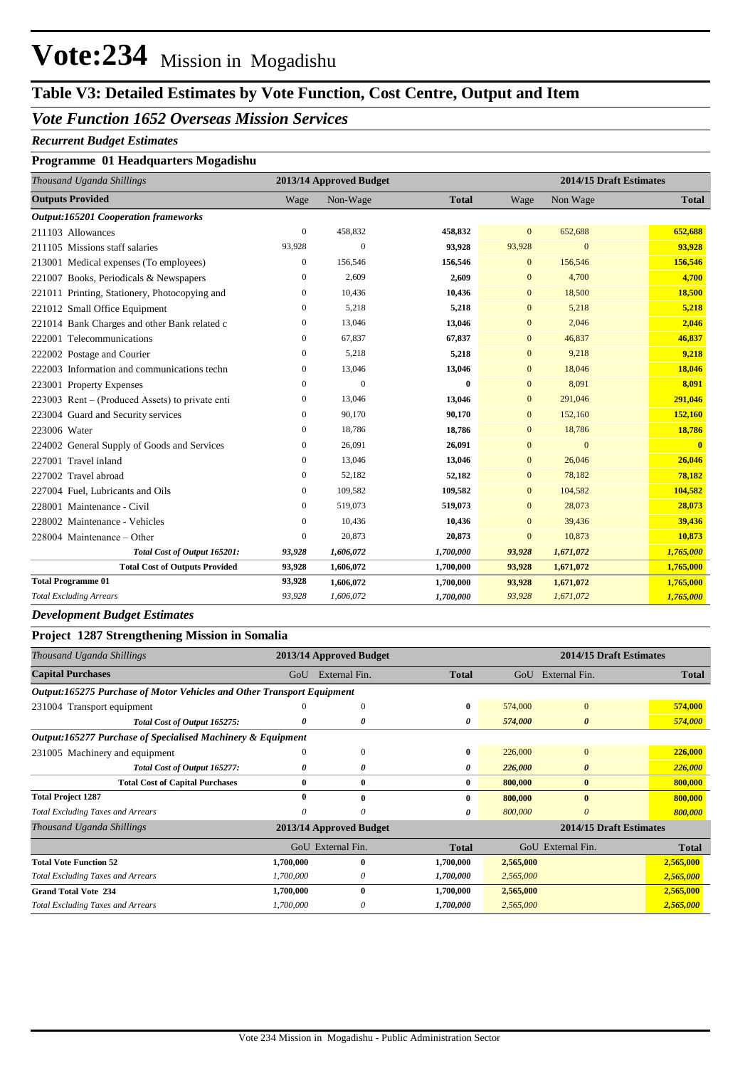# Vote:234 Mission in Mogadishu

## Table V3: Detailed Estimates by Vote Function, Cost Centre, Output and Item

### *Vote Function 1652 Overseas Mission Services*

***Recurrent Budget Estimates***

**Programme 01 Headquarters Mogadishu**

| *Thousand Uganda Shillings* | 2013/14 Approved Budget | | | 2014/15 Draft Estimates | | |
|---|---|---|---|---|---|---|
| **Outputs Provided** | Wage | Non-Wage | **Total** | Wage | Non Wage | **Total** |
| ***Output:165201 Cooperation frameworks*** | | | | | | |
| 211103 Allowances | 0 | 458,832 | **458,832** | 0 | 652,688 | **652,688** |
| 211105 Missions staff salaries | 93,928 | 0 | **93,928** | 93,928 | 0 | **93,928** |
| 213001 Medical expenses (To employees) | 0 | 156,546 | **156,546** | 0 | 156,546 | **156,546** |
| 221007 Books, Periodicals & Newspapers | 0 | 2,609 | **2,609** | 0 | 4,700 | **4,700** |
| 221011 Printing, Stationery, Photocopying and | 0 | 10,436 | **10,436** | 0 | 18,500 | **18,500** |
| 221012 Small Office Equipment | 0 | 5,218 | **5,218** | 0 | 5,218 | **5,218** |
| 221014 Bank Charges and other Bank related c | 0 | 13,046 | **13,046** | 0 | 2,046 | **2,046** |
| 222001 Telecommunications | 0 | 67,837 | **67,837** | 0 | 46,837 | **46,837** |
| 222002 Postage and Courier | 0 | 5,218 | **5,218** | 0 | 9,218 | **9,218** |
| 222003 Information and communications techn | 0 | 13,046 | **13,046** | 0 | 18,046 | **18,046** |
| 223001 Property Expenses | 0 | 0 | **0** | 0 | 8,091 | **8,091** |
| 223003 Rent – (Produced Assets) to private enti | 0 | 13,046 | **13,046** | 0 | 291,046 | **291,046** |
| 223004 Guard and Security services | 0 | 90,170 | **90,170** | 0 | 152,160 | **152,160** |
| 223006 Water | 0 | 18,786 | **18,786** | 0 | 18,786 | **18,786** |
| 224002 General Supply of Goods and Services | 0 | 26,091 | **26,091** | 0 | 0 | **0** |
| 227001 Travel inland | 0 | 13,046 | **13,046** | 0 | 26,046 | **26,046** |
| 227002 Travel abroad | 0 | 52,182 | **52,182** | 0 | 78,182 | **78,182** |
| 227004 Fuel, Lubricants and Oils | 0 | 109,582 | **109,582** | 0 | 104,582 | **104,582** |
| 228001 Maintenance - Civil | 0 | 519,073 | **519,073** | 0 | 28,073 | **28,073** |
| 228002 Maintenance - Vehicles | 0 | 10,436 | **10,436** | 0 | 39,436 | **39,436** |
| 228004 Maintenance – Other | 0 | 20,873 | **20,873** | 0 | 10,873 | **10,873** |
| ***Total Cost of Output 165201:*** | ***93,928*** | ***1,606,072*** | ***1,700,000*** | ***93,928*** | ***1,671,072*** | ***1,765,000*** |
| **Total Cost of Outputs Provided** | **93,928** | **1,606,072** | **1,700,000** | **93,928** | **1,671,072** | **1,765,000** |
| **Total Programme 01** | **93,928** | **1,606,072** | **1,700,000** | **93,928** | **1,671,072** | **1,765,000** |
| *Total Excluding Arrears* | *93,928* | *1,606,072* | *1,700,000* | *93,928* | *1,671,072* | *1,765,000* |

***Development Budget Estimates***

**Project 1287 Strengthening Mission in Somalia**

| *Thousand Uganda Shillings* | 2013/14 Approved Budget | | | 2014/15 Draft Estimates | | |
|---|---|---|---|---|---|---|
| **Capital Purchases** | GoU | External Fin. | **Total** | GoU | External Fin. | **Total** |
| ***Output:165275 Purchase of Motor Vehicles and Other Transport Equipment*** | | | | | | |
| 231004 Transport equipment | 0 | 0 | **0** | 574,000 | 0 | **574,000** |
| ***Total Cost of Output 165275:*** | ***0*** | ***0*** | ***0*** | ***574,000*** | ***0*** | ***574,000*** |
| ***Output:165277 Purchase of Specialised Machinery & Equipment*** | | | | | | |
| 231005 Machinery and equipment | 0 | 0 | **0** | 226,000 | 0 | **226,000** |
| ***Total Cost of Output 165277:*** | ***0*** | ***0*** | ***0*** | ***226,000*** | ***0*** | ***226,000*** |
| **Total Cost of Capital Purchases** | **0** | **0** | **0** | **800,000** | **0** | **800,000** |
| **Total Project 1287** | **0** | **0** | **0** | **800,000** | **0** | **800,000** |
| *Total Excluding Taxes and Arrears* | *0* | *0* | ***0*** | *800,000* | *0* | ***800,000*** |

| *Thousand Uganda Shillings* | 2013/14 Approved Budget | | | 2014/15 Draft Estimates | | |
|---|---|---|---|---|---|---|
| | GoU | External Fin. | **Total** | GoU | External Fin. | **Total** |
| **Total Vote Function 52** | **1,700,000** | **0** | **1,700,000** | **2,565,000** | | **2,565,000** |
| *Total Excluding Taxes and Arrears* | *1,700,000* | *0* | ***1,700,000*** | *2,565,000* | | ***2,565,000*** |
| **Grand Total Vote 234** | **1,700,000** | **0** | **1,700,000** | **2,565,000** | | **2,565,000** |
| *Total Excluding Taxes and Arrears* | *1,700,000* | *0* | ***1,700,000*** | *2,565,000* | | ***2,565,000*** |